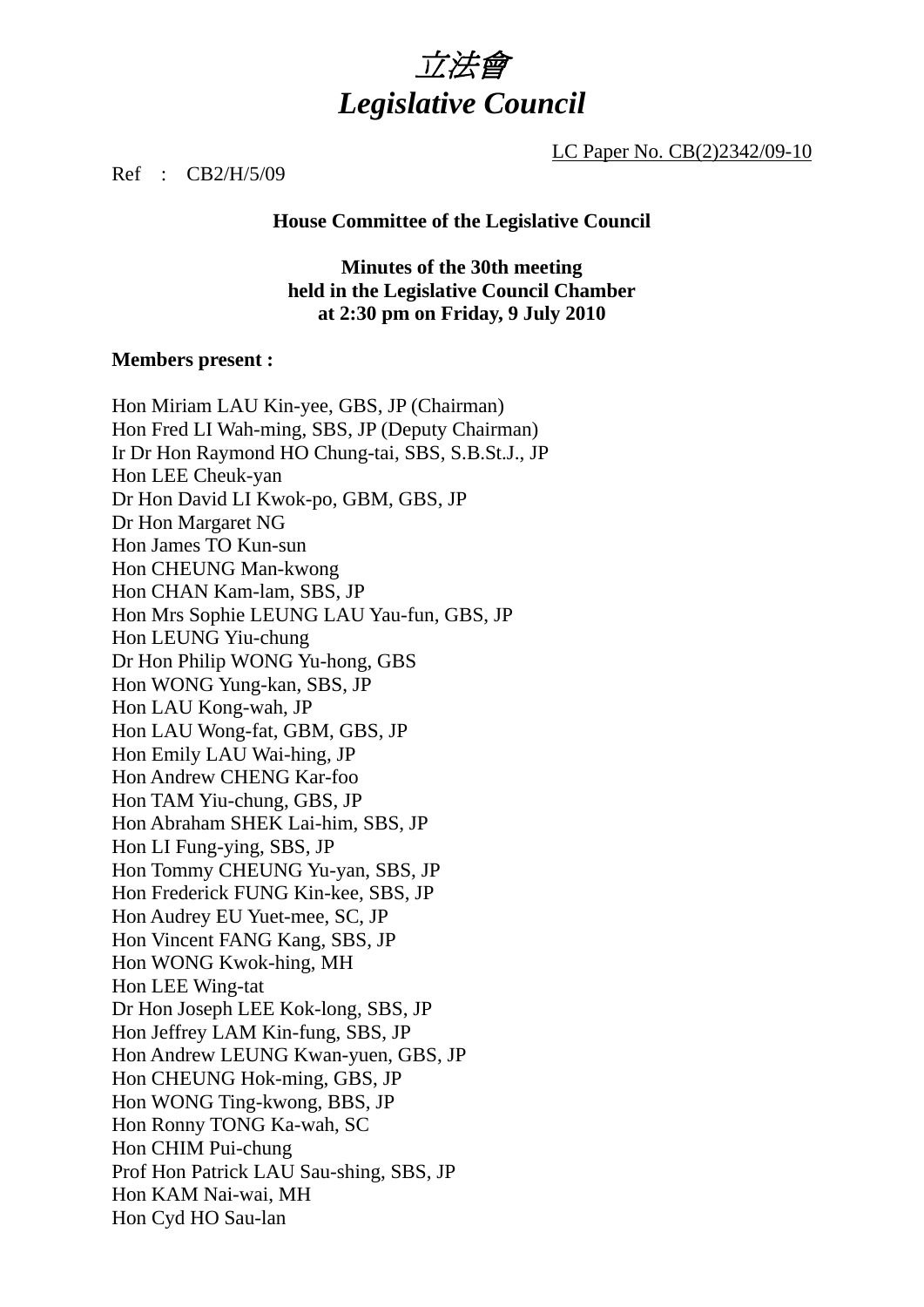# *立法會*
# *Legislative Council*

LC Paper No. CB(2)2342/09-10

Ref : CB2/H/5/09

**House Committee of the Legislative Council**

**Minutes of the 30th meeting**
**held in the Legislative Council Chamber**
**at 2:30 pm on Friday, 9 July 2010**

**Members present :**

Hon Miriam LAU Kin-yee, GBS, JP (Chairman)
Hon Fred LI Wah-ming, SBS, JP (Deputy Chairman)
Ir Dr Hon Raymond HO Chung-tai, SBS, S.B.St.J., JP
Hon LEE Cheuk-yan
Dr Hon David LI Kwok-po, GBM, GBS, JP
Dr Hon Margaret NG
Hon James TO Kun-sun
Hon CHEUNG Man-kwong
Hon CHAN Kam-lam, SBS, JP
Hon Mrs Sophie LEUNG LAU Yau-fun, GBS, JP
Hon LEUNG Yiu-chung
Dr Hon Philip WONG Yu-hong, GBS
Hon WONG Yung-kan, SBS, JP
Hon LAU Kong-wah, JP
Hon LAU Wong-fat, GBM, GBS, JP
Hon Emily LAU Wai-hing, JP
Hon Andrew CHENG Kar-foo
Hon TAM Yiu-chung, GBS, JP
Hon Abraham SHEK Lai-him, SBS, JP
Hon LI Fung-ying, SBS, JP
Hon Tommy CHEUNG Yu-yan, SBS, JP
Hon Frederick FUNG Kin-kee, SBS, JP
Hon Audrey EU Yuet-mee, SC, JP
Hon Vincent FANG Kang, SBS, JP
Hon WONG Kwok-hing, MH
Hon LEE Wing-tat
Dr Hon Joseph LEE Kok-long, SBS, JP
Hon Jeffrey LAM Kin-fung, SBS, JP
Hon Andrew LEUNG Kwan-yuen, GBS, JP
Hon CHEUNG Hok-ming, GBS, JP
Hon WONG Ting-kwong, BBS, JP
Hon Ronny TONG Ka-wah, SC
Hon CHIM Pui-chung
Prof Hon Patrick LAU Sau-shing, SBS, JP
Hon KAM Nai-wai, MH
Hon Cyd HO Sau-lan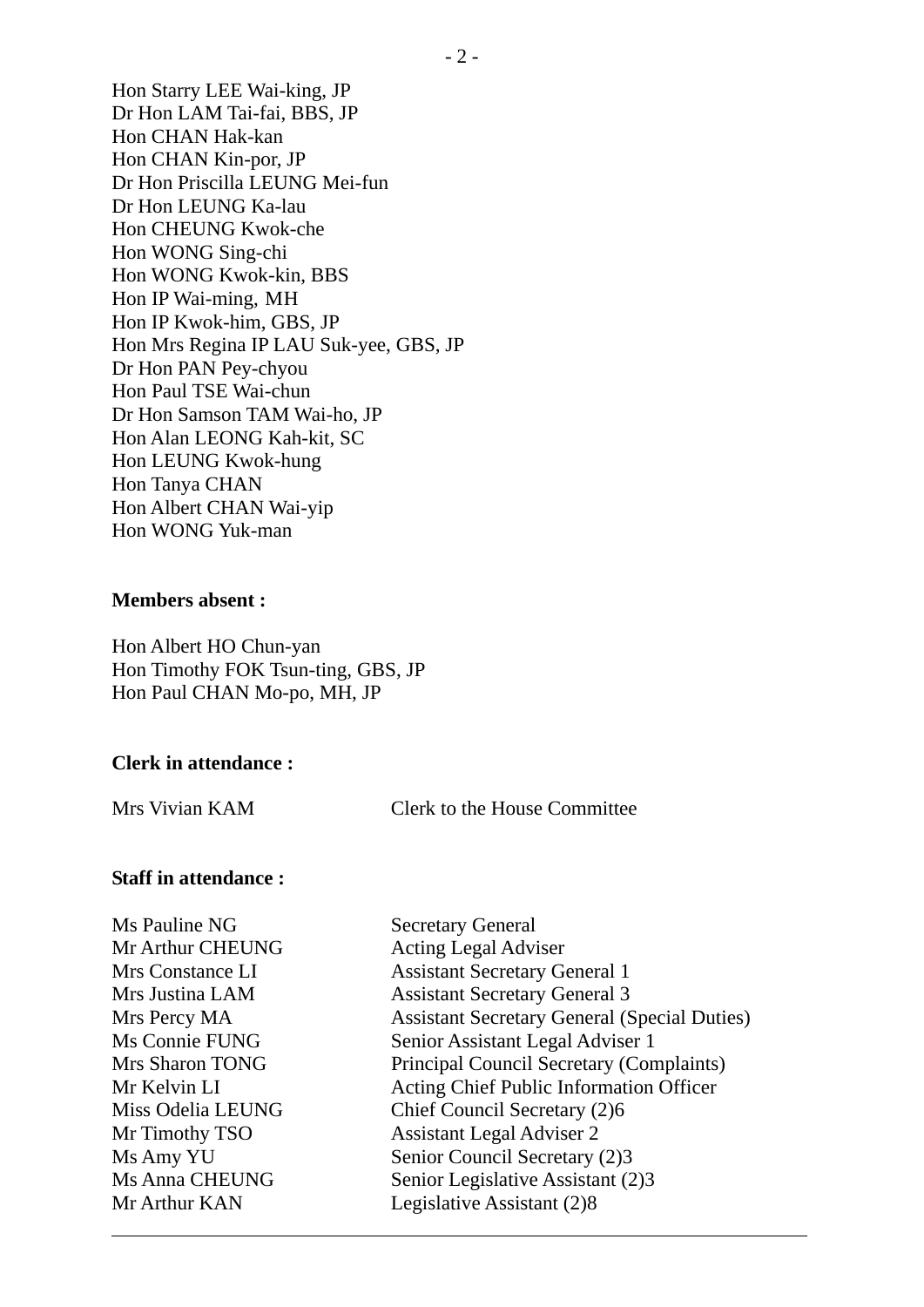Hon Starry LEE Wai-king, JP
Dr Hon LAM Tai-fai, BBS, JP
Hon CHAN Hak-kan
Hon CHAN Kin-por, JP
Dr Hon Priscilla LEUNG Mei-fun
Dr Hon LEUNG Ka-lau
Hon CHEUNG Kwok-che
Hon WONG Sing-chi
Hon WONG Kwok-kin, BBS
Hon IP Wai-ming, MH
Hon IP Kwok-him, GBS, JP
Hon Mrs Regina IP LAU Suk-yee, GBS, JP
Dr Hon PAN Pey-chyou
Hon Paul TSE Wai-chun
Dr Hon Samson TAM Wai-ho, JP
Hon Alan LEONG Kah-kit, SC
Hon LEUNG Kwok-hung
Hon Tanya CHAN
Hon Albert CHAN Wai-yip
Hon WONG Yuk-man

**Members absent :**

Hon Albert HO Chun-yan
Hon Timothy FOK Tsun-ting, GBS, JP
Hon Paul CHAN Mo-po, MH, JP

**Clerk in attendance :**

| | |
|---|---|
| Mrs Vivian KAM | Clerk to the House Committee |

**Staff in attendance :**

| | |
|---|---|
| Ms Pauline NG | Secretary General |
| Mr Arthur CHEUNG | Acting Legal Adviser |
| Mrs Constance LI | Assistant Secretary General 1 |
| Mrs Justina LAM | Assistant Secretary General 3 |
| Mrs Percy MA | Assistant Secretary General (Special Duties) |
| Ms Connie FUNG | Senior Assistant Legal Adviser 1 |
| Mrs Sharon TONG | Principal Council Secretary (Complaints) |
| Mr Kelvin LI | Acting Chief Public Information Officer |
| Miss Odelia LEUNG | Chief Council Secretary (2)6 |
| Mr Timothy TSO | Assistant Legal Adviser 2 |
| Ms Amy YU | Senior Council Secretary (2)3 |
| Ms Anna CHEUNG | Senior Legislative Assistant (2)3 |
| Mr Arthur KAN | Legislative Assistant (2)8 |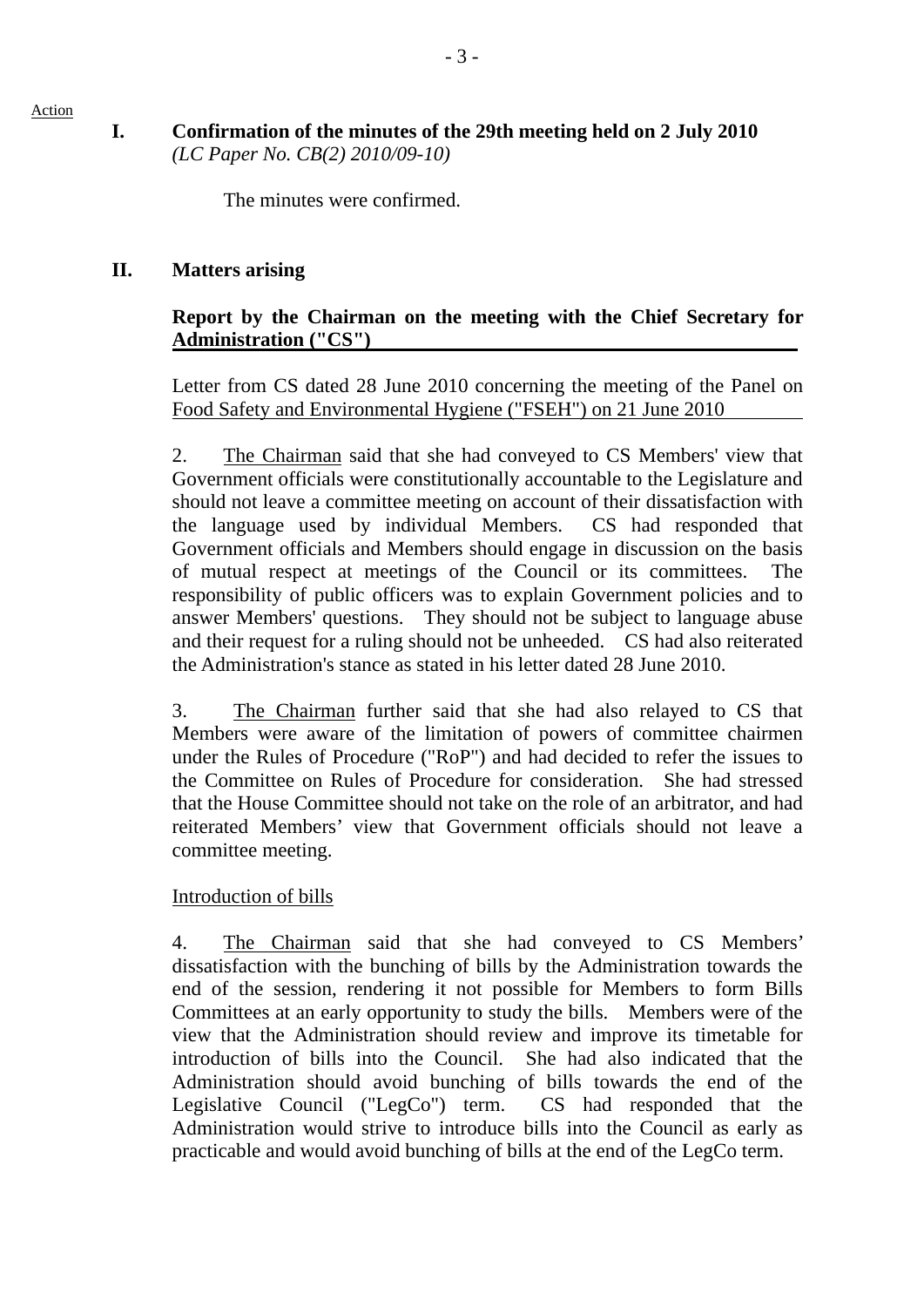Action

## I. Confirmation of the minutes of the 29th meeting held on 2 July 2010
*(LC Paper No. CB(2) 2010/09-10)*

The minutes were confirmed.

## II. Matters arising

### Report by the Chairman on the meeting with the Chief Secretary for Administration ("CS")

Letter from CS dated 28 June 2010 concerning the meeting of the Panel on Food Safety and Environmental Hygiene ("FSEH") on 21 June 2010

2. The Chairman said that she had conveyed to CS Members' view that Government officials were constitutionally accountable to the Legislature and should not leave a committee meeting on account of their dissatisfaction with the language used by individual Members. CS had responded that Government officials and Members should engage in discussion on the basis of mutual respect at meetings of the Council or its committees. The responsibility of public officers was to explain Government policies and to answer Members' questions. They should not be subject to language abuse and their request for a ruling should not be unheeded. CS had also reiterated the Administration's stance as stated in his letter dated 28 June 2010.

3. The Chairman further said that she had also relayed to CS that Members were aware of the limitation of powers of committee chairmen under the Rules of Procedure ("RoP") and had decided to refer the issues to the Committee on Rules of Procedure for consideration. She had stressed that the House Committee should not take on the role of an arbitrator, and had reiterated Members' view that Government officials should not leave a committee meeting.

Introduction of bills

4. The Chairman said that she had conveyed to CS Members' dissatisfaction with the bunching of bills by the Administration towards the end of the session, rendering it not possible for Members to form Bills Committees at an early opportunity to study the bills. Members were of the view that the Administration should review and improve its timetable for introduction of bills into the Council. She had also indicated that the Administration should avoid bunching of bills towards the end of the Legislative Council ("LegCo") term. CS had responded that the Administration would strive to introduce bills into the Council as early as practicable and would avoid bunching of bills at the end of the LegCo term.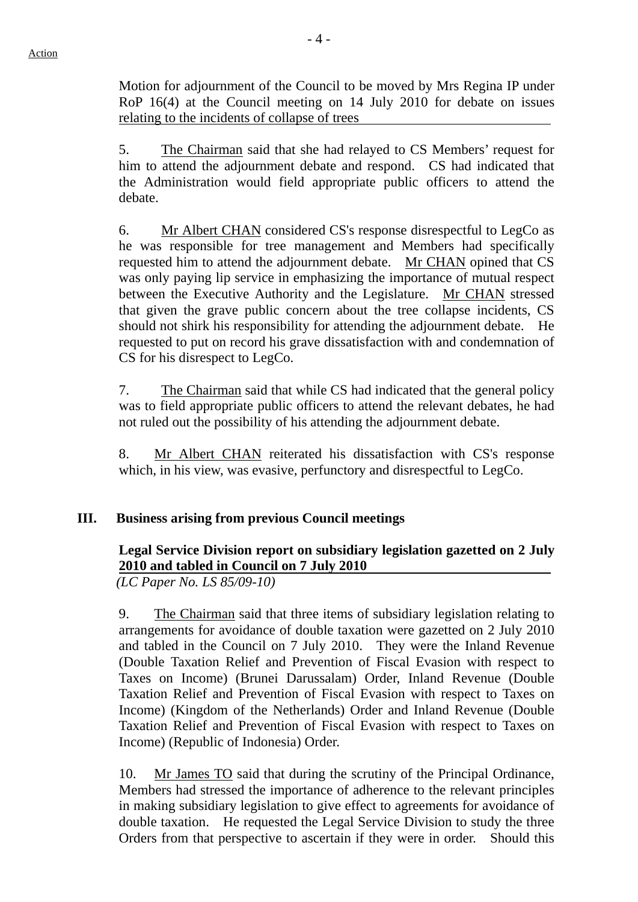Action

Motion for adjournment of the Council to be moved by Mrs Regina IP under RoP 16(4) at the Council meeting on 14 July 2010 for debate on issues relating to the incidents of collapse of trees

5. The Chairman said that she had relayed to CS Members' request for him to attend the adjournment debate and respond. CS had indicated that the Administration would field appropriate public officers to attend the debate.

6. Mr Albert CHAN considered CS's response disrespectful to LegCo as he was responsible for tree management and Members had specifically requested him to attend the adjournment debate. Mr CHAN opined that CS was only paying lip service in emphasizing the importance of mutual respect between the Executive Authority and the Legislature. Mr CHAN stressed that given the grave public concern about the tree collapse incidents, CS should not shirk his responsibility for attending the adjournment debate. He requested to put on record his grave dissatisfaction with and condemnation of CS for his disrespect to LegCo.

7. The Chairman said that while CS had indicated that the general policy was to field appropriate public officers to attend the relevant debates, he had not ruled out the possibility of his attending the adjournment debate.

8. Mr Albert CHAN reiterated his dissatisfaction with CS's response which, in his view, was evasive, perfunctory and disrespectful to LegCo.

## III. Business arising from previous Council meetings

**Legal Service Division report on subsidiary legislation gazetted on 2 July 2010 and tabled in Council on 7 July 2010**
*(LC Paper No. LS 85/09-10)*

9. The Chairman said that three items of subsidiary legislation relating to arrangements for avoidance of double taxation were gazetted on 2 July 2010 and tabled in the Council on 7 July 2010. They were the Inland Revenue (Double Taxation Relief and Prevention of Fiscal Evasion with respect to Taxes on Income) (Brunei Darussalam) Order, Inland Revenue (Double Taxation Relief and Prevention of Fiscal Evasion with respect to Taxes on Income) (Kingdom of the Netherlands) Order and Inland Revenue (Double Taxation Relief and Prevention of Fiscal Evasion with respect to Taxes on Income) (Republic of Indonesia) Order.

10. Mr James TO said that during the scrutiny of the Principal Ordinance, Members had stressed the importance of adherence to the relevant principles in making subsidiary legislation to give effect to agreements for avoidance of double taxation. He requested the Legal Service Division to study the three Orders from that perspective to ascertain if they were in order. Should this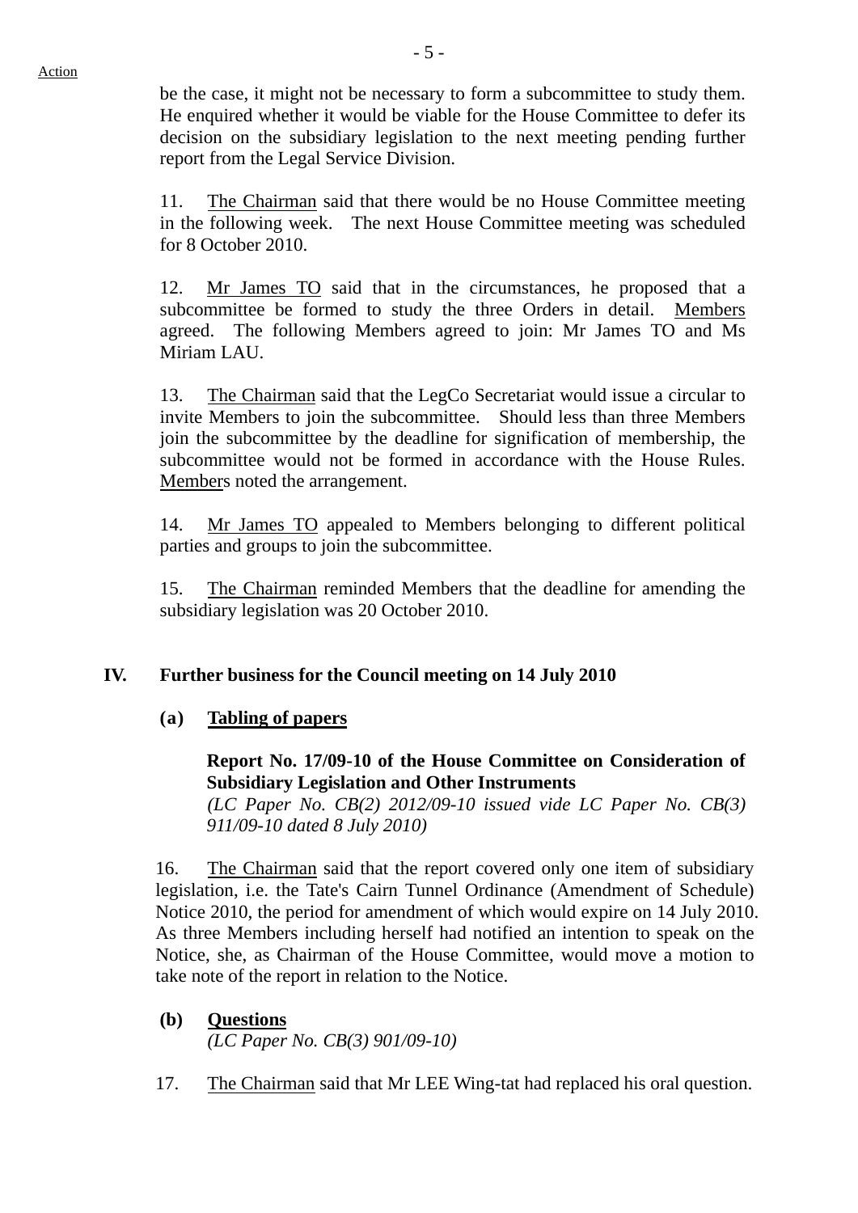be the case, it might not be necessary to form a subcommittee to study them. He enquired whether it would be viable for the House Committee to defer its decision on the subsidiary legislation to the next meeting pending further report from the Legal Service Division.

11. The Chairman said that there would be no House Committee meeting in the following week. The next House Committee meeting was scheduled for 8 October 2010.

12. Mr James TO said that in the circumstances, he proposed that a subcommittee be formed to study the three Orders in detail. Members agreed. The following Members agreed to join: Mr James TO and Ms Miriam LAU.

13. The Chairman said that the LegCo Secretariat would issue a circular to invite Members to join the subcommittee. Should less than three Members join the subcommittee by the deadline for signification of membership, the subcommittee would not be formed in accordance with the House Rules. Members noted the arrangement.

14. Mr James TO appealed to Members belonging to different political parties and groups to join the subcommittee.

15. The Chairman reminded Members that the deadline for amending the subsidiary legislation was 20 October 2010.

## IV. Further business for the Council meeting on 14 July 2010

### (a) Tabling of papers

**Report No. 17/09-10 of the House Committee on Consideration of Subsidiary Legislation and Other Instruments**
*(LC Paper No. CB(2) 2012/09-10 issued vide LC Paper No. CB(3) 911/09-10 dated 8 July 2010)*

16. The Chairman said that the report covered only one item of subsidiary legislation, i.e. the Tate's Cairn Tunnel Ordinance (Amendment of Schedule) Notice 2010, the period for amendment of which would expire on 14 July 2010. As three Members including herself had notified an intention to speak on the Notice, she, as Chairman of the House Committee, would move a motion to take note of the report in relation to the Notice.

### (b) Questions
*(LC Paper No. CB(3) 901/09-10)*

17. The Chairman said that Mr LEE Wing-tat had replaced his oral question.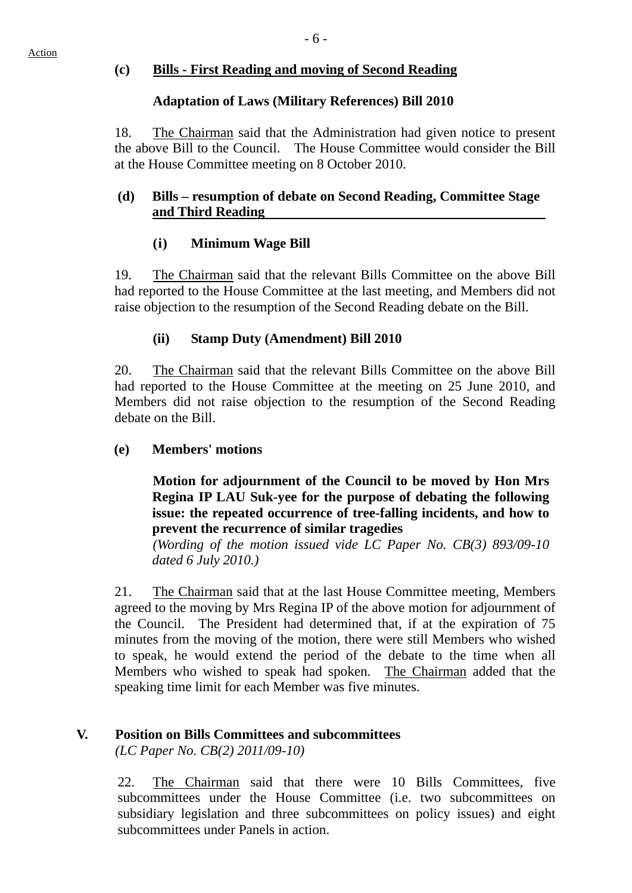Action

**(c) Bills - First Reading and moving of Second Reading**

**Adaptation of Laws (Military References) Bill 2010**

18. The Chairman said that the Administration had given notice to present the above Bill to the Council. The House Committee would consider the Bill at the House Committee meeting on 8 October 2010.

**(d) Bills – resumption of debate on Second Reading, Committee Stage and Third Reading**

**(i) Minimum Wage Bill**

19. The Chairman said that the relevant Bills Committee on the above Bill had reported to the House Committee at the last meeting, and Members did not raise objection to the resumption of the Second Reading debate on the Bill.

**(ii) Stamp Duty (Amendment) Bill 2010**

20. The Chairman said that the relevant Bills Committee on the above Bill had reported to the House Committee at the meeting on 25 June 2010, and Members did not raise objection to the resumption of the Second Reading debate on the Bill.

**(e) Members' motions**

**Motion for adjournment of the Council to be moved by Hon Mrs Regina IP LAU Suk-yee for the purpose of debating the following issue: the repeated occurrence of tree-falling incidents, and how to prevent the recurrence of similar tragedies**
*(Wording of the motion issued vide LC Paper No. CB(3) 893/09-10 dated 6 July 2010.)*

21. The Chairman said that at the last House Committee meeting, Members agreed to the moving by Mrs Regina IP of the above motion for adjournment of the Council. The President had determined that, if at the expiration of 75 minutes from the moving of the motion, there were still Members who wished to speak, he would extend the period of the debate to the time when all Members who wished to speak had spoken. The Chairman added that the speaking time limit for each Member was five minutes.

## V. Position on Bills Committees and subcommittees
*(LC Paper No. CB(2) 2011/09-10)*

22. The Chairman said that there were 10 Bills Committees, five subcommittees under the House Committee (i.e. two subcommittees on subsidiary legislation and three subcommittees on policy issues) and eight subcommittees under Panels in action.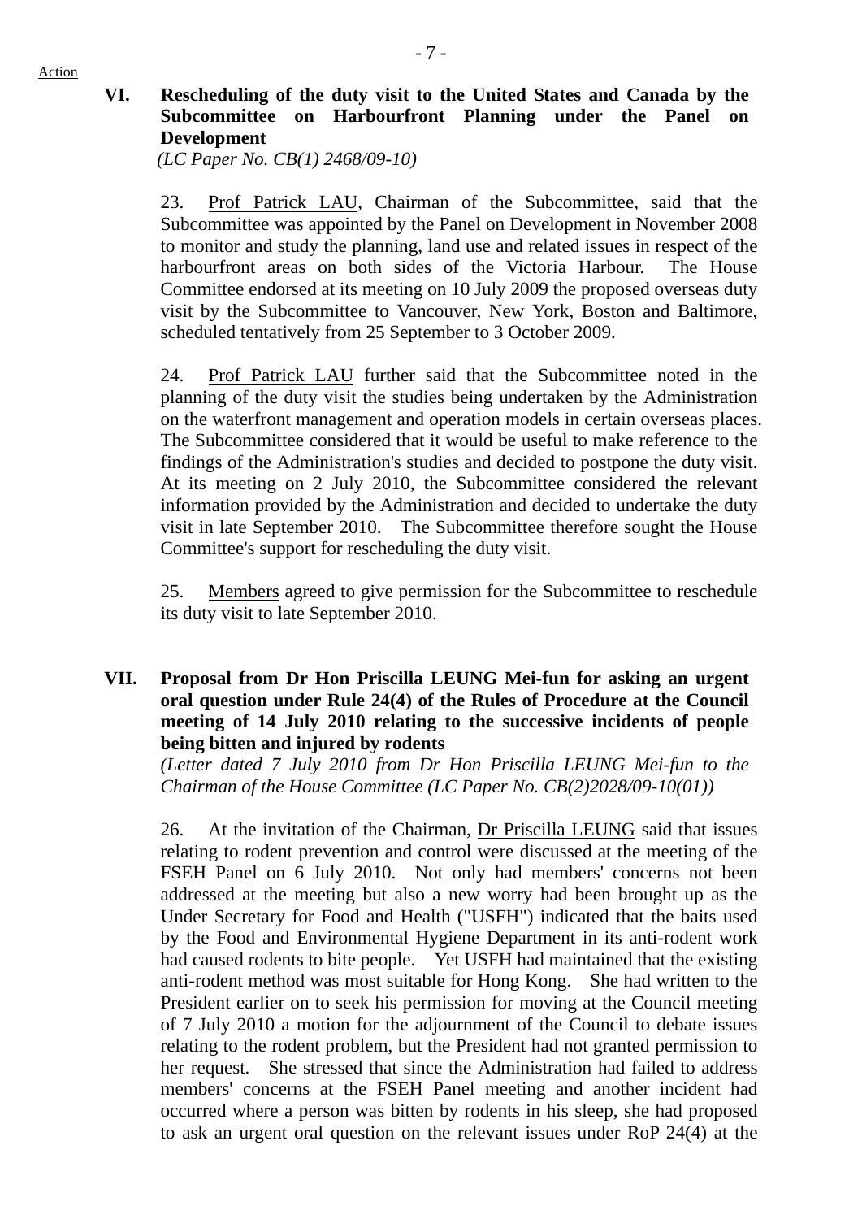Action

**VI. Rescheduling of the duty visit to the United States and Canada by the Subcommittee on Harbourfront Planning under the Panel on Development**
*(LC Paper No. CB(1) 2468/09-10)*

23. Prof Patrick LAU, Chairman of the Subcommittee, said that the Subcommittee was appointed by the Panel on Development in November 2008 to monitor and study the planning, land use and related issues in respect of the harbourfront areas on both sides of the Victoria Harbour. The House Committee endorsed at its meeting on 10 July 2009 the proposed overseas duty visit by the Subcommittee to Vancouver, New York, Boston and Baltimore, scheduled tentatively from 25 September to 3 October 2009.

24. Prof Patrick LAU further said that the Subcommittee noted in the planning of the duty visit the studies being undertaken by the Administration on the waterfront management and operation models in certain overseas places. The Subcommittee considered that it would be useful to make reference to the findings of the Administration's studies and decided to postpone the duty visit. At its meeting on 2 July 2010, the Subcommittee considered the relevant information provided by the Administration and decided to undertake the duty visit in late September 2010. The Subcommittee therefore sought the House Committee's support for rescheduling the duty visit.

25. Members agreed to give permission for the Subcommittee to reschedule its duty visit to late September 2010.

**VII. Proposal from Dr Hon Priscilla LEUNG Mei-fun for asking an urgent oral question under Rule 24(4) of the Rules of Procedure at the Council meeting of 14 July 2010 relating to the successive incidents of people being bitten and injured by rodents**
*(Letter dated 7 July 2010 from Dr Hon Priscilla LEUNG Mei-fun to the Chairman of the House Committee (LC Paper No. CB(2)2028/09-10(01))*

26. At the invitation of the Chairman, Dr Priscilla LEUNG said that issues relating to rodent prevention and control were discussed at the meeting of the FSEH Panel on 6 July 2010. Not only had members' concerns not been addressed at the meeting but also a new worry had been brought up as the Under Secretary for Food and Health ("USFH") indicated that the baits used by the Food and Environmental Hygiene Department in its anti-rodent work had caused rodents to bite people. Yet USFH had maintained that the existing anti-rodent method was most suitable for Hong Kong. She had written to the President earlier on to seek his permission for moving at the Council meeting of 7 July 2010 a motion for the adjournment of the Council to debate issues relating to the rodent problem, but the President had not granted permission to her request. She stressed that since the Administration had failed to address members' concerns at the FSEH Panel meeting and another incident had occurred where a person was bitten by rodents in his sleep, she had proposed to ask an urgent oral question on the relevant issues under RoP 24(4) at the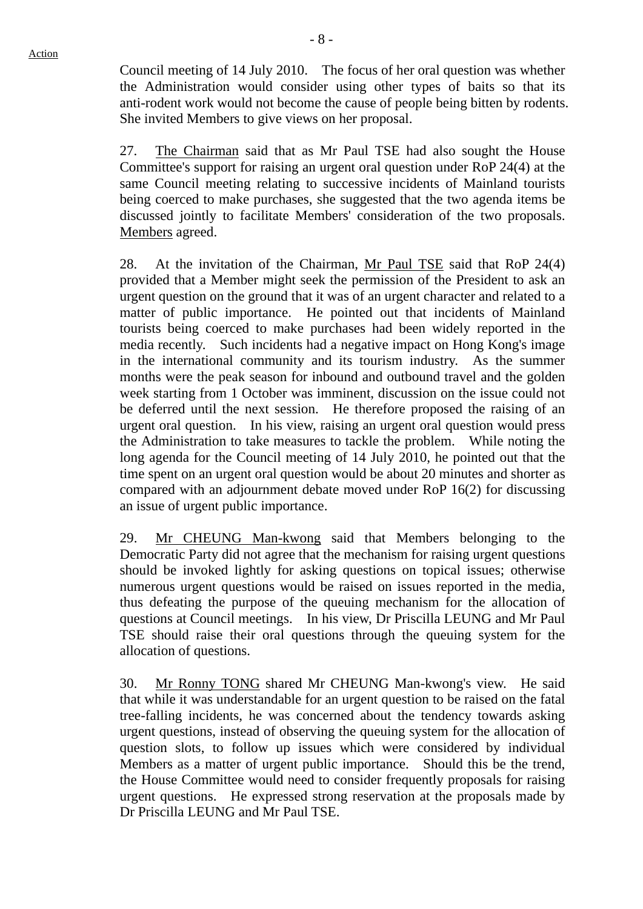Council meeting of 14 July 2010. The focus of her oral question was whether the Administration would consider using other types of baits so that its anti-rodent work would not become the cause of people being bitten by rodents. She invited Members to give views on her proposal.

27. The Chairman said that as Mr Paul TSE had also sought the House Committee's support for raising an urgent oral question under RoP 24(4) at the same Council meeting relating to successive incidents of Mainland tourists being coerced to make purchases, she suggested that the two agenda items be discussed jointly to facilitate Members' consideration of the two proposals. Members agreed.

28. At the invitation of the Chairman, Mr Paul TSE said that RoP 24(4) provided that a Member might seek the permission of the President to ask an urgent question on the ground that it was of an urgent character and related to a matter of public importance. He pointed out that incidents of Mainland tourists being coerced to make purchases had been widely reported in the media recently. Such incidents had a negative impact on Hong Kong's image in the international community and its tourism industry. As the summer months were the peak season for inbound and outbound travel and the golden week starting from 1 October was imminent, discussion on the issue could not be deferred until the next session. He therefore proposed the raising of an urgent oral question. In his view, raising an urgent oral question would press the Administration to take measures to tackle the problem. While noting the long agenda for the Council meeting of 14 July 2010, he pointed out that the time spent on an urgent oral question would be about 20 minutes and shorter as compared with an adjournment debate moved under RoP 16(2) for discussing an issue of urgent public importance.

29. Mr CHEUNG Man-kwong said that Members belonging to the Democratic Party did not agree that the mechanism for raising urgent questions should be invoked lightly for asking questions on topical issues; otherwise numerous urgent questions would be raised on issues reported in the media, thus defeating the purpose of the queuing mechanism for the allocation of questions at Council meetings. In his view, Dr Priscilla LEUNG and Mr Paul TSE should raise their oral questions through the queuing system for the allocation of questions.

30. Mr Ronny TONG shared Mr CHEUNG Man-kwong's view. He said that while it was understandable for an urgent question to be raised on the fatal tree-falling incidents, he was concerned about the tendency towards asking urgent questions, instead of observing the queuing system for the allocation of question slots, to follow up issues which were considered by individual Members as a matter of urgent public importance. Should this be the trend, the House Committee would need to consider frequently proposals for raising urgent questions. He expressed strong reservation at the proposals made by Dr Priscilla LEUNG and Mr Paul TSE.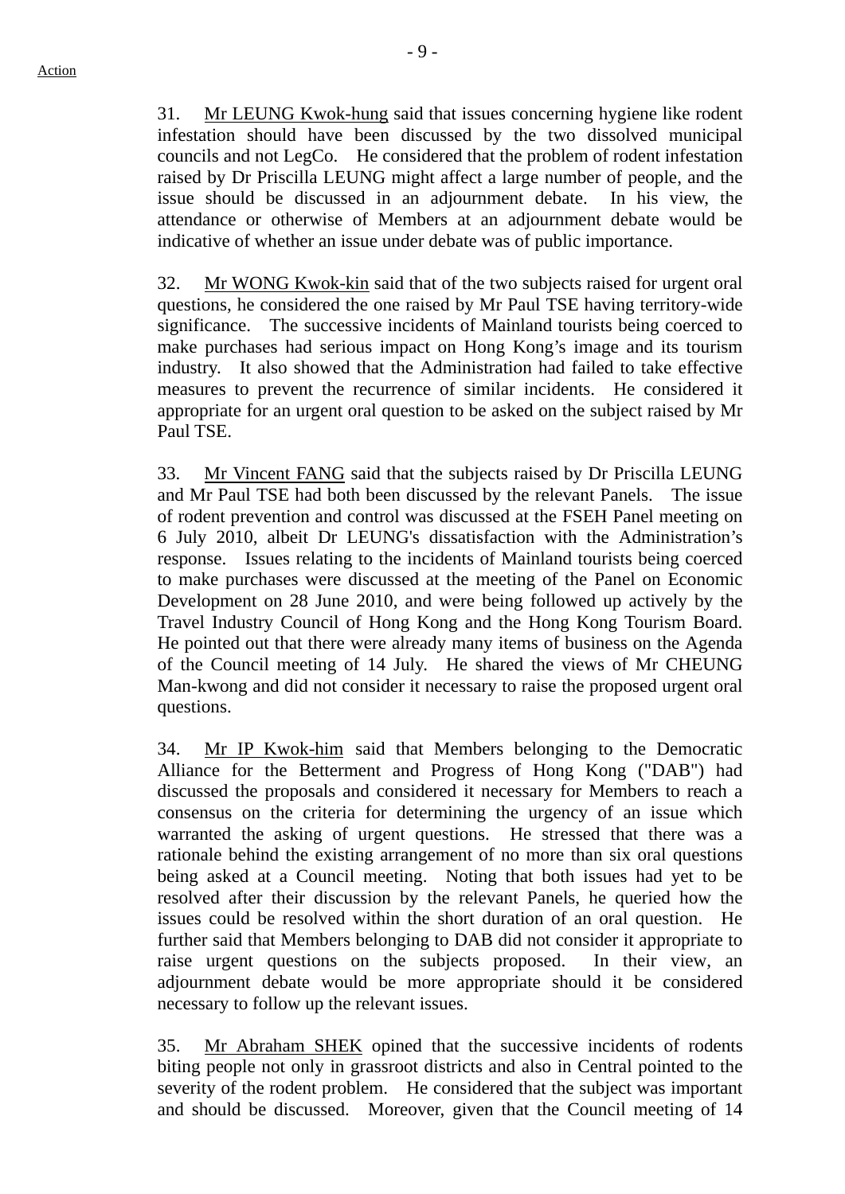31. Mr LEUNG Kwok-hung said that issues concerning hygiene like rodent infestation should have been discussed by the two dissolved municipal councils and not LegCo. He considered that the problem of rodent infestation raised by Dr Priscilla LEUNG might affect a large number of people, and the issue should be discussed in an adjournment debate. In his view, the attendance or otherwise of Members at an adjournment debate would be indicative of whether an issue under debate was of public importance.

32. Mr WONG Kwok-kin said that of the two subjects raised for urgent oral questions, he considered the one raised by Mr Paul TSE having territory-wide significance. The successive incidents of Mainland tourists being coerced to make purchases had serious impact on Hong Kong's image and its tourism industry. It also showed that the Administration had failed to take effective measures to prevent the recurrence of similar incidents. He considered it appropriate for an urgent oral question to be asked on the subject raised by Mr Paul TSE.

33. Mr Vincent FANG said that the subjects raised by Dr Priscilla LEUNG and Mr Paul TSE had both been discussed by the relevant Panels. The issue of rodent prevention and control was discussed at the FSEH Panel meeting on 6 July 2010, albeit Dr LEUNG's dissatisfaction with the Administration's response. Issues relating to the incidents of Mainland tourists being coerced to make purchases were discussed at the meeting of the Panel on Economic Development on 28 June 2010, and were being followed up actively by the Travel Industry Council of Hong Kong and the Hong Kong Tourism Board. He pointed out that there were already many items of business on the Agenda of the Council meeting of 14 July. He shared the views of Mr CHEUNG Man-kwong and did not consider it necessary to raise the proposed urgent oral questions.

34. Mr IP Kwok-him said that Members belonging to the Democratic Alliance for the Betterment and Progress of Hong Kong ("DAB") had discussed the proposals and considered it necessary for Members to reach a consensus on the criteria for determining the urgency of an issue which warranted the asking of urgent questions. He stressed that there was a rationale behind the existing arrangement of no more than six oral questions being asked at a Council meeting. Noting that both issues had yet to be resolved after their discussion by the relevant Panels, he queried how the issues could be resolved within the short duration of an oral question. He further said that Members belonging to DAB did not consider it appropriate to raise urgent questions on the subjects proposed. In their view, an adjournment debate would be more appropriate should it be considered necessary to follow up the relevant issues.

35. Mr Abraham SHEK opined that the successive incidents of rodents biting people not only in grassroot districts and also in Central pointed to the severity of the rodent problem. He considered that the subject was important and should be discussed. Moreover, given that the Council meeting of 14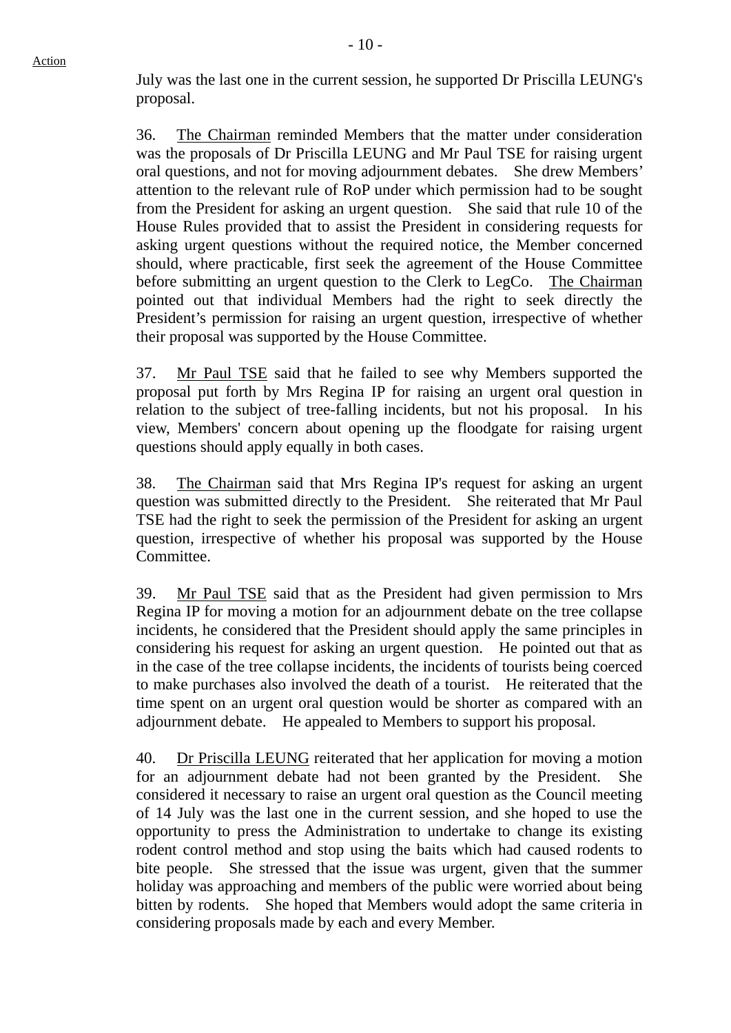Action

July was the last one in the current session, he supported Dr Priscilla LEUNG's proposal.

36. The Chairman reminded Members that the matter under consideration was the proposals of Dr Priscilla LEUNG and Mr Paul TSE for raising urgent oral questions, and not for moving adjournment debates. She drew Members' attention to the relevant rule of RoP under which permission had to be sought from the President for asking an urgent question. She said that rule 10 of the House Rules provided that to assist the President in considering requests for asking urgent questions without the required notice, the Member concerned should, where practicable, first seek the agreement of the House Committee before submitting an urgent question to the Clerk to LegCo. The Chairman pointed out that individual Members had the right to seek directly the President's permission for raising an urgent question, irrespective of whether their proposal was supported by the House Committee.

37. Mr Paul TSE said that he failed to see why Members supported the proposal put forth by Mrs Regina IP for raising an urgent oral question in relation to the subject of tree-falling incidents, but not his proposal. In his view, Members' concern about opening up the floodgate for raising urgent questions should apply equally in both cases.

38. The Chairman said that Mrs Regina IP's request for asking an urgent question was submitted directly to the President. She reiterated that Mr Paul TSE had the right to seek the permission of the President for asking an urgent question, irrespective of whether his proposal was supported by the House Committee.

39. Mr Paul TSE said that as the President had given permission to Mrs Regina IP for moving a motion for an adjournment debate on the tree collapse incidents, he considered that the President should apply the same principles in considering his request for asking an urgent question. He pointed out that as in the case of the tree collapse incidents, the incidents of tourists being coerced to make purchases also involved the death of a tourist. He reiterated that the time spent on an urgent oral question would be shorter as compared with an adjournment debate. He appealed to Members to support his proposal.

40. Dr Priscilla LEUNG reiterated that her application for moving a motion for an adjournment debate had not been granted by the President. She considered it necessary to raise an urgent oral question as the Council meeting of 14 July was the last one in the current session, and she hoped to use the opportunity to press the Administration to undertake to change its existing rodent control method and stop using the baits which had caused rodents to bite people. She stressed that the issue was urgent, given that the summer holiday was approaching and members of the public were worried about being bitten by rodents. She hoped that Members would adopt the same criteria in considering proposals made by each and every Member.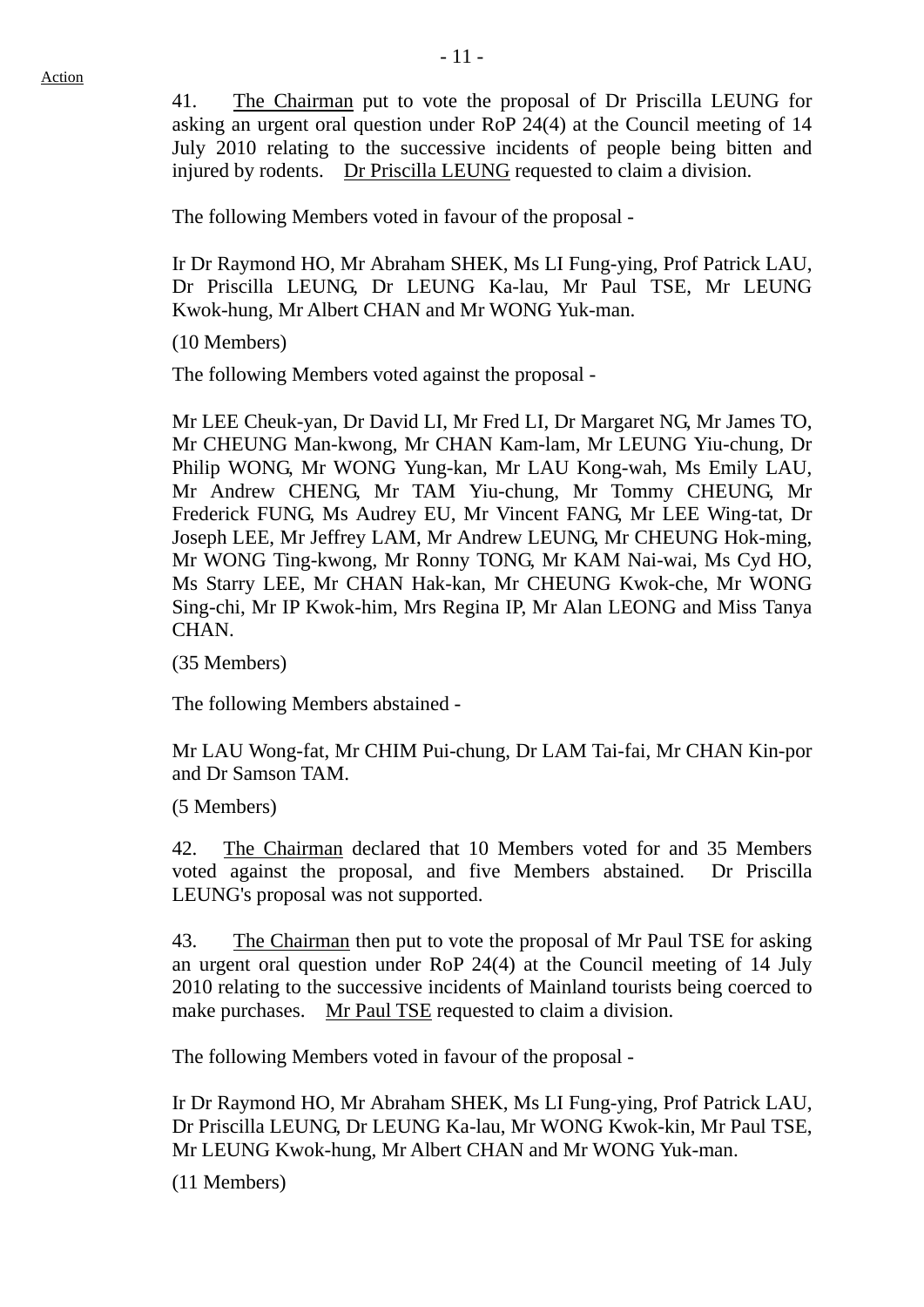Action

41. The Chairman put to vote the proposal of Dr Priscilla LEUNG for asking an urgent oral question under RoP 24(4) at the Council meeting of 14 July 2010 relating to the successive incidents of people being bitten and injured by rodents. Dr Priscilla LEUNG requested to claim a division.

The following Members voted in favour of the proposal -

Ir Dr Raymond HO, Mr Abraham SHEK, Ms LI Fung-ying, Prof Patrick LAU, Dr Priscilla LEUNG, Dr LEUNG Ka-lau, Mr Paul TSE, Mr LEUNG Kwok-hung, Mr Albert CHAN and Mr WONG Yuk-man.

(10 Members)

The following Members voted against the proposal -

Mr LEE Cheuk-yan, Dr David LI, Mr Fred LI, Dr Margaret NG, Mr James TO, Mr CHEUNG Man-kwong, Mr CHAN Kam-lam, Mr LEUNG Yiu-chung, Dr Philip WONG, Mr WONG Yung-kan, Mr LAU Kong-wah, Ms Emily LAU, Mr Andrew CHENG, Mr TAM Yiu-chung, Mr Tommy CHEUNG, Mr Frederick FUNG, Ms Audrey EU, Mr Vincent FANG, Mr LEE Wing-tat, Dr Joseph LEE, Mr Jeffrey LAM, Mr Andrew LEUNG, Mr CHEUNG Hok-ming, Mr WONG Ting-kwong, Mr Ronny TONG, Mr KAM Nai-wai, Ms Cyd HO, Ms Starry LEE, Mr CHAN Hak-kan, Mr CHEUNG Kwok-che, Mr WONG Sing-chi, Mr IP Kwok-him, Mrs Regina IP, Mr Alan LEONG and Miss Tanya CHAN.

(35 Members)

The following Members abstained -

Mr LAU Wong-fat, Mr CHIM Pui-chung, Dr LAM Tai-fai, Mr CHAN Kin-por and Dr Samson TAM.

(5 Members)

42. The Chairman declared that 10 Members voted for and 35 Members voted against the proposal, and five Members abstained. Dr Priscilla LEUNG's proposal was not supported.

43. The Chairman then put to vote the proposal of Mr Paul TSE for asking an urgent oral question under RoP 24(4) at the Council meeting of 14 July 2010 relating to the successive incidents of Mainland tourists being coerced to make purchases. Mr Paul TSE requested to claim a division.

The following Members voted in favour of the proposal -

Ir Dr Raymond HO, Mr Abraham SHEK, Ms LI Fung-ying, Prof Patrick LAU, Dr Priscilla LEUNG, Dr LEUNG Ka-lau, Mr WONG Kwok-kin, Mr Paul TSE, Mr LEUNG Kwok-hung, Mr Albert CHAN and Mr WONG Yuk-man.

(11 Members)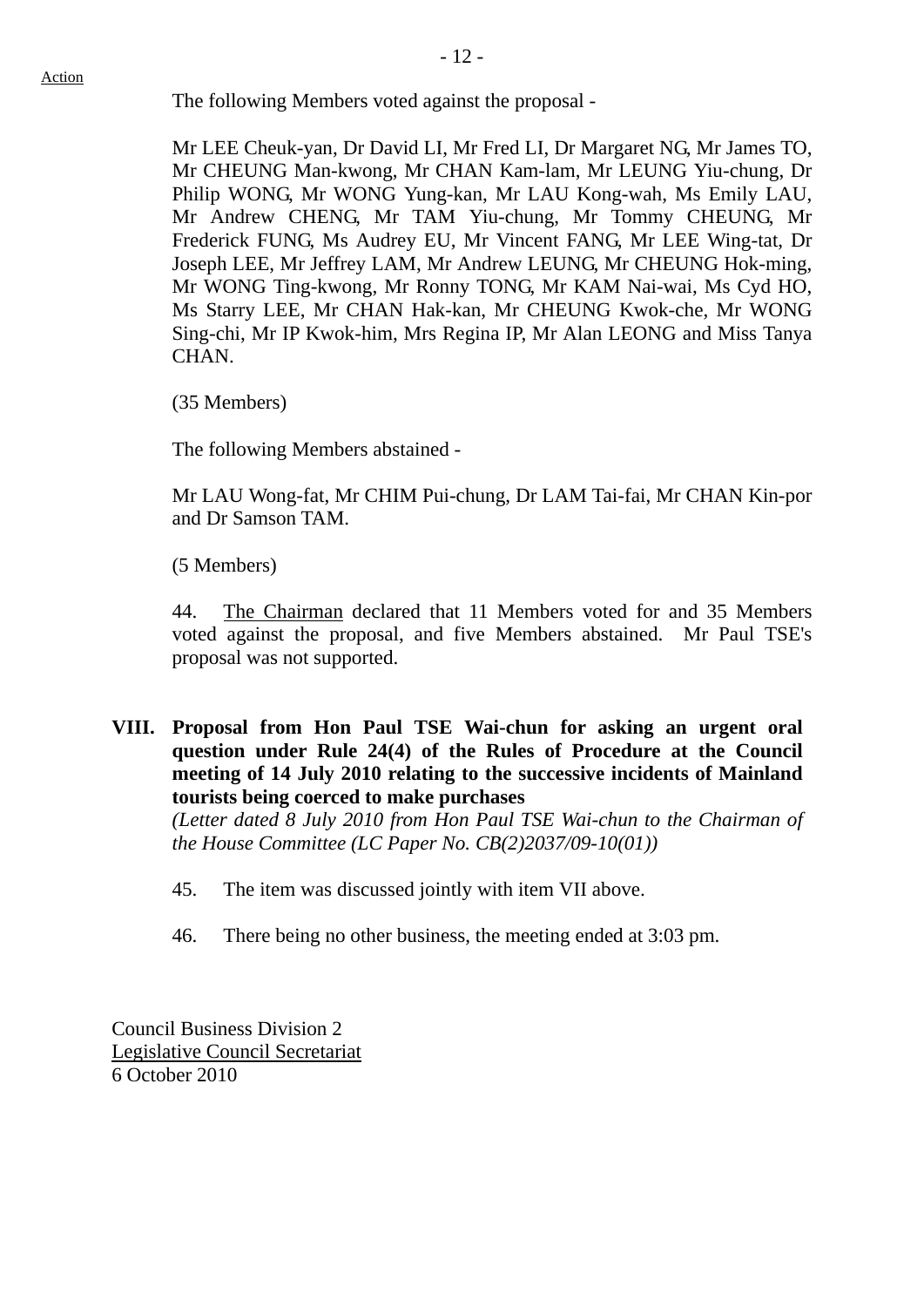The following Members voted against the proposal -

Mr LEE Cheuk-yan, Dr David LI, Mr Fred LI, Dr Margaret NG, Mr James TO, Mr CHEUNG Man-kwong, Mr CHAN Kam-lam, Mr LEUNG Yiu-chung, Dr Philip WONG, Mr WONG Yung-kan, Mr LAU Kong-wah, Ms Emily LAU, Mr Andrew CHENG, Mr TAM Yiu-chung, Mr Tommy CHEUNG, Mr Frederick FUNG, Ms Audrey EU, Mr Vincent FANG, Mr LEE Wing-tat, Dr Joseph LEE, Mr Jeffrey LAM, Mr Andrew LEUNG, Mr CHEUNG Hok-ming, Mr WONG Ting-kwong, Mr Ronny TONG, Mr KAM Nai-wai, Ms Cyd HO, Ms Starry LEE, Mr CHAN Hak-kan, Mr CHEUNG Kwok-che, Mr WONG Sing-chi, Mr IP Kwok-him, Mrs Regina IP, Mr Alan LEONG and Miss Tanya CHAN.

(35 Members)

The following Members abstained -

Mr LAU Wong-fat, Mr CHIM Pui-chung, Dr LAM Tai-fai, Mr CHAN Kin-por and Dr Samson TAM.

(5 Members)

44. The Chairman declared that 11 Members voted for and 35 Members voted against the proposal, and five Members abstained. Mr Paul TSE's proposal was not supported.

**VIII. Proposal from Hon Paul TSE Wai-chun for asking an urgent oral question under Rule 24(4) of the Rules of Procedure at the Council meeting of 14 July 2010 relating to the successive incidents of Mainland tourists being coerced to make purchases**

*(Letter dated 8 July 2010 from Hon Paul TSE Wai-chun to the Chairman of the House Committee (LC Paper No. CB(2)2037/09-10(01))*

45. The item was discussed jointly with item VII above.

46. There being no other business, the meeting ended at 3:03 pm.

Council Business Division 2
Legislative Council Secretariat
6 October 2010